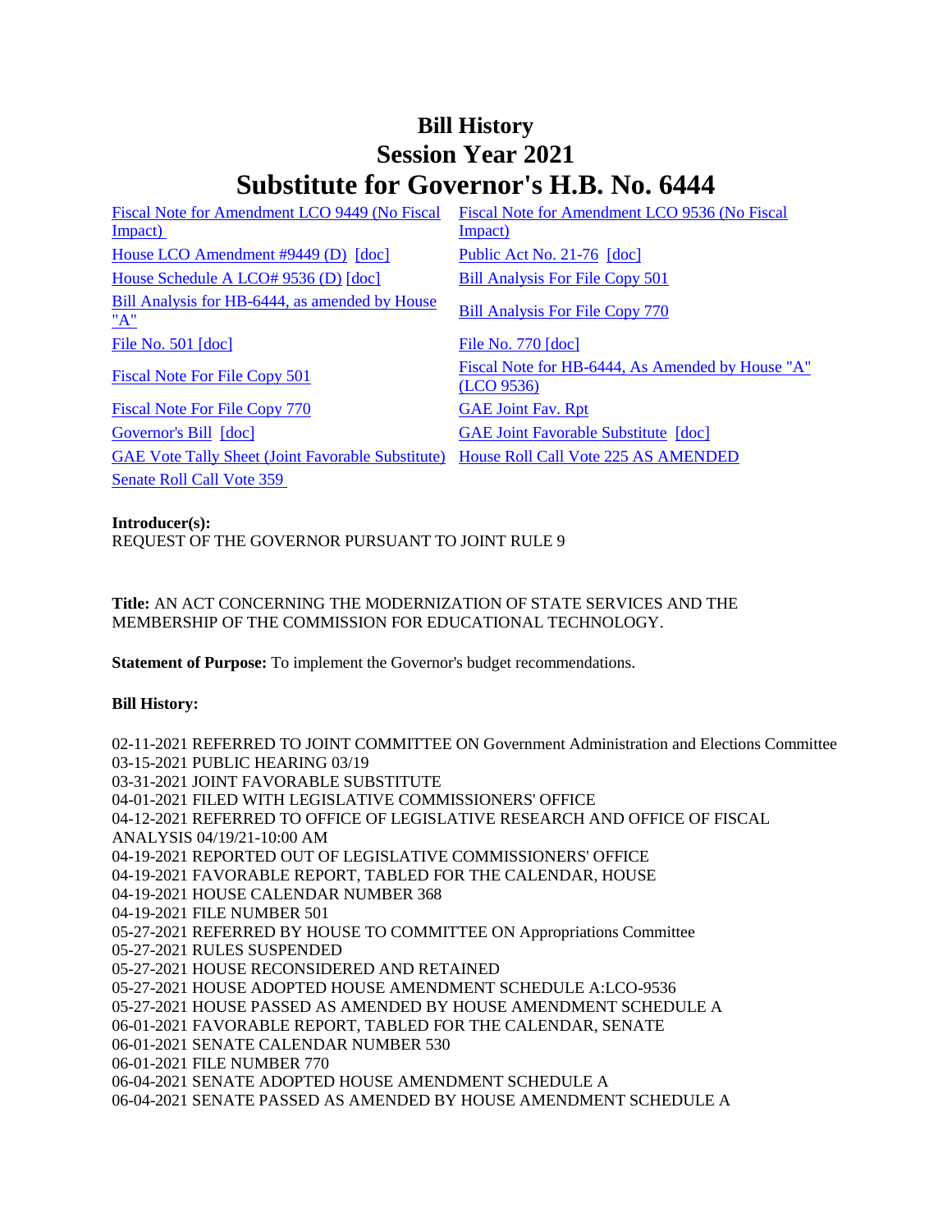# Bill History
# Session Year 2021
# Substitute for Governor's H.B. No. 6444

| | |
|---|---|
| Fiscal Note for Amendment LCO 9449 (No Fiscal Impact) | Fiscal Note for Amendment LCO 9536 (No Fiscal Impact) |
| House LCO Amendment #9449 (D) [doc] | Public Act No. 21-76 [doc] |
| House Schedule A LCO# 9536 (D) [doc] | Bill Analysis For File Copy 501 |
| Bill Analysis for HB-6444, as amended by House "A" | Bill Analysis For File Copy 770 |
| File No. 501 [doc] | File No. 770 [doc] |
| Fiscal Note For File Copy 501 | Fiscal Note for HB-6444, As Amended by House "A" (LCO 9536) |
| Fiscal Note For File Copy 770 | GAE Joint Fav. Rpt |
| Governor's Bill [doc] | GAE Joint Favorable Substitute [doc] |
| GAE Vote Tally Sheet (Joint Favorable Substitute) | House Roll Call Vote 225 AS AMENDED |
| Senate Roll Call Vote 359 | |

**Introducer(s):**
REQUEST OF THE GOVERNOR PURSUANT TO JOINT RULE 9

**Title:** AN ACT CONCERNING THE MODERNIZATION OF STATE SERVICES AND THE MEMBERSHIP OF THE COMMISSION FOR EDUCATIONAL TECHNOLOGY.

**Statement of Purpose:** To implement the Governor's budget recommendations.

**Bill History:**

02-11-2021 REFERRED TO JOINT COMMITTEE ON Government Administration and Elections Committee
03-15-2021 PUBLIC HEARING 03/19
03-31-2021 JOINT FAVORABLE SUBSTITUTE
04-01-2021 FILED WITH LEGISLATIVE COMMISSIONERS' OFFICE
04-12-2021 REFERRED TO OFFICE OF LEGISLATIVE RESEARCH AND OFFICE OF FISCAL ANALYSIS 04/19/21-10:00 AM
04-19-2021 REPORTED OUT OF LEGISLATIVE COMMISSIONERS' OFFICE
04-19-2021 FAVORABLE REPORT, TABLED FOR THE CALENDAR, HOUSE
04-19-2021 HOUSE CALENDAR NUMBER 368
04-19-2021 FILE NUMBER 501
05-27-2021 REFERRED BY HOUSE TO COMMITTEE ON Appropriations Committee
05-27-2021 RULES SUSPENDED
05-27-2021 HOUSE RECONSIDERED AND RETAINED
05-27-2021 HOUSE ADOPTED HOUSE AMENDMENT SCHEDULE A:LCO-9536
05-27-2021 HOUSE PASSED AS AMENDED BY HOUSE AMENDMENT SCHEDULE A
06-01-2021 FAVORABLE REPORT, TABLED FOR THE CALENDAR, SENATE
06-01-2021 SENATE CALENDAR NUMBER 530
06-01-2021 FILE NUMBER 770
06-04-2021 SENATE ADOPTED HOUSE AMENDMENT SCHEDULE A
06-04-2021 SENATE PASSED AS AMENDED BY HOUSE AMENDMENT SCHEDULE A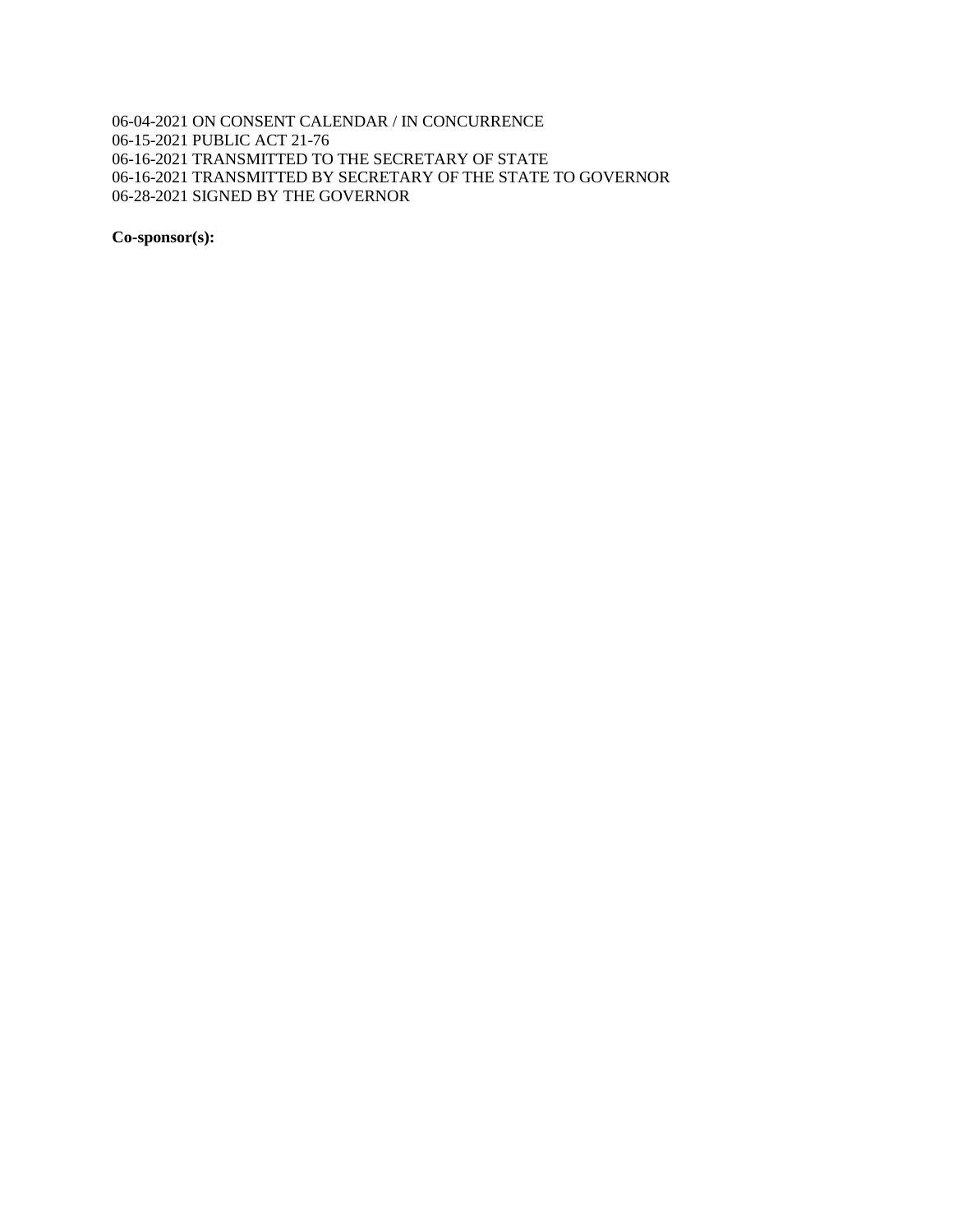06-04-2021 ON CONSENT CALENDAR / IN CONCURRENCE
06-15-2021 PUBLIC ACT 21-76
06-16-2021 TRANSMITTED TO THE SECRETARY OF STATE
06-16-2021 TRANSMITTED BY SECRETARY OF THE STATE TO GOVERNOR
06-28-2021 SIGNED BY THE GOVERNOR

**Co-sponsor(s):**